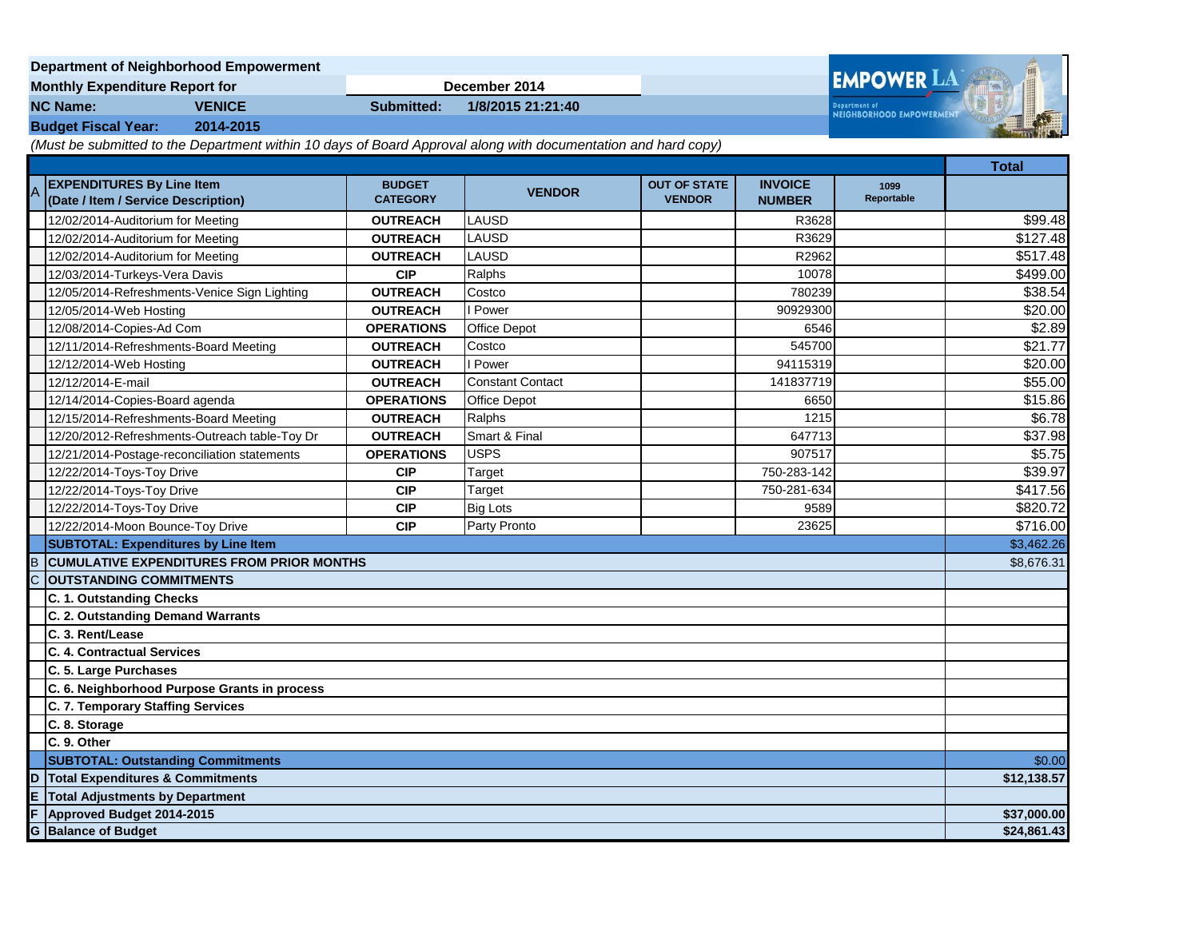**Department of Neighborhood Empowerment**

**Monthly Expenditure Report for** **December 2014**

**NC Name:** **VENICE** **Submitted:** **1/8/2015 21:21:40**

**Budget Fiscal Year:** **2014-2015**

*(Must be submitted to the Department within 10 days of Board Approval along with documentation and hard copy)*

| | **EXPENDITURES By Line Item (Date / Item / Service Description)** | **BUDGET CATEGORY** | **VENDOR** | **OUT OF STATE VENDOR** | **INVOICE NUMBER** | **1099 Reportable** | **Total** |
|---|---|---|---|---|---|---|---|
| A | | | | | | | |
| | 12/02/2014-Auditorium for Meeting | **OUTREACH** | LAUSD | | R3628 | | $99.48 |
| | 12/02/2014-Auditorium for Meeting | **OUTREACH** | LAUSD | | R3629 | | $127.48 |
| | 12/02/2014-Auditorium for Meeting | **OUTREACH** | LAUSD | | R2962 | | $517.48 |
| | 12/03/2014-Turkeys-Vera Davis | **CIP** | Ralphs | | 10078 | | $499.00 |
| | 12/05/2014-Refreshments-Venice Sign Lighting | **OUTREACH** | Costco | | 780239 | | $38.54 |
| | 12/05/2014-Web Hosting | **OUTREACH** | I Power | | 90929300 | | $20.00 |
| | 12/08/2014-Copies-Ad Com | **OPERATIONS** | Office Depot | | 6546 | | $2.89 |
| | 12/11/2014-Refreshments-Board Meeting | **OUTREACH** | Costco | | 545700 | | $21.77 |
| | 12/12/2014-Web Hosting | **OUTREACH** | I Power | | 94115319 | | $20.00 |
| | 12/12/2014-E-mail | **OUTREACH** | Constant Contact | | 141837719 | | $55.00 |
| | 12/14/2014-Copies-Board agenda | **OPERATIONS** | Office Depot | | 6650 | | $15.86 |
| | 12/15/2014-Refreshments-Board Meeting | **OUTREACH** | Ralphs | | 1215 | | $6.78 |
| | 12/20/2012-Refreshments-Outreach table-Toy Dr | **OUTREACH** | Smart & Final | | 647713 | | $37.98 |
| | 12/21/2014-Postage-reconciliation statements | **OPERATIONS** | USPS | | 907517 | | $5.75 |
| | 12/22/2014-Toys-Toy Drive | **CIP** | Target | | 750-283-142 | | $39.97 |
| | 12/22/2014-Toys-Toy Drive | **CIP** | Target | | 750-281-634 | | $417.56 |
| | 12/22/2014-Toys-Toy Drive | **CIP** | Big Lots | | 9589 | | $820.72 |
| | 12/22/2014-Moon Bounce-Toy Drive | **CIP** | Party Pronto | | 23625 | | $716.00 |
| | **SUBTOTAL: Expenditures by Line Item** | | | | | | $3,462.26 |
| B | **CUMULATIVE EXPENDITURES FROM PRIOR MONTHS** | | | | | | $8,676.31 |
| C | **OUTSTANDING COMMITMENTS** | | | | | | |
| | **C. 1. Outstanding Checks** | | | | | | |
| | **C. 2. Outstanding Demand Warrants** | | | | | | |
| | **C. 3. Rent/Lease** | | | | | | |
| | **C. 4. Contractual Services** | | | | | | |
| | **C. 5. Large Purchases** | | | | | | |
| | **C. 6. Neighborhood Purpose Grants in process** | | | | | | |
| | **C. 7. Temporary Staffing Services** | | | | | | |
| | **C. 8. Storage** | | | | | | |
| | **C. 9. Other** | | | | | | |
| | **SUBTOTAL: Outstanding Commitments** | | | | | | $0.00 |
| D | **Total Expenditures & Commitments** | | | | | | **$12,138.57** |
| E | **Total Adjustments by Department** | | | | | | |
| F | **Approved Budget 2014-2015** | | | | | | **$37,000.00** |
| G | **Balance of Budget** | | | | | | **$24,861.43** |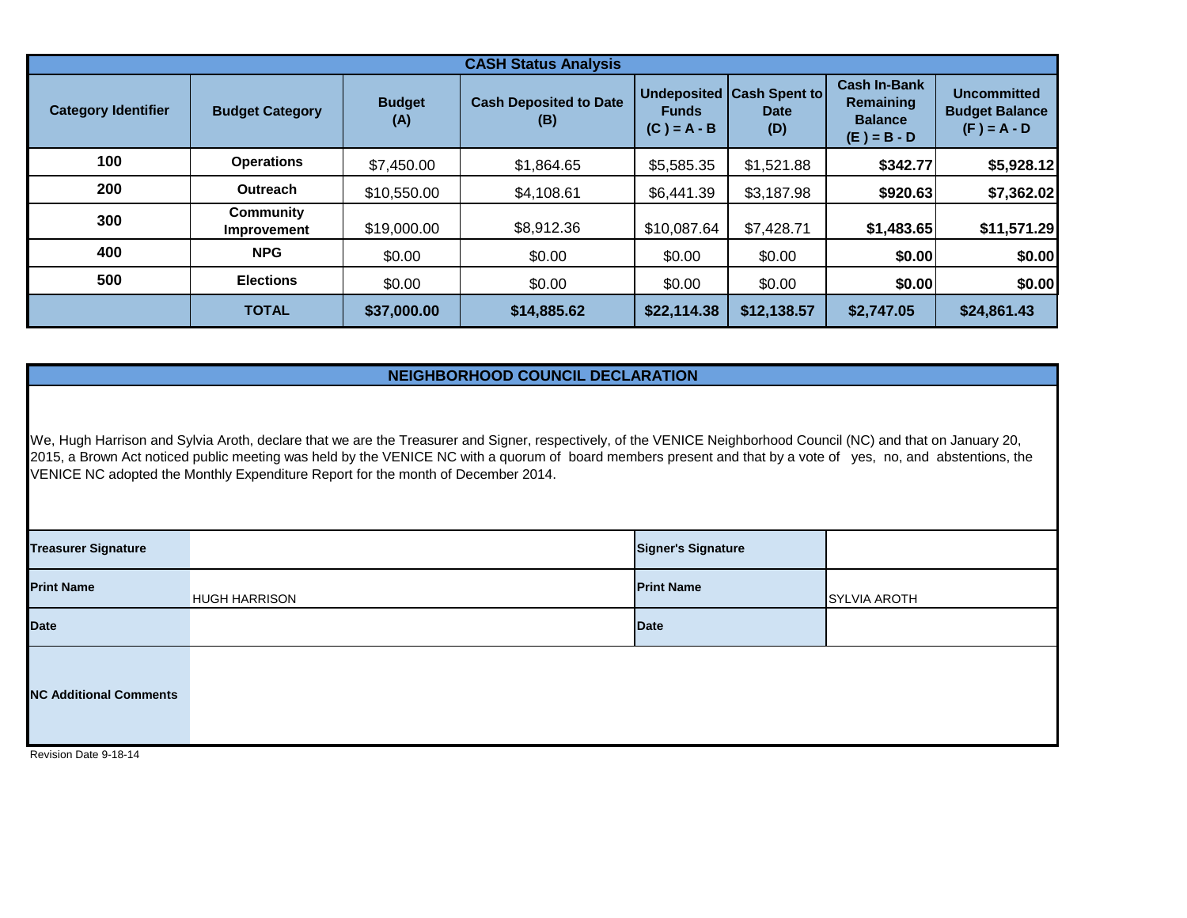## CASH Status Analysis

| Category Identifier | Budget Category | Budget (A) | Cash Deposited to Date (B) | Undeposited Funds (C ) = A - B | Cash Spent to Date (D) | Cash In-Bank Remaining Balance (E ) = B - D | Uncommitted Budget Balance (F ) = A - D |
|---|---|---|---|---|---|---|---|
| 100 | **Operations** | $7,450.00 | $1,864.65 | $5,585.35 | $1,521.88 | **$342.77** | **$5,928.12** |
| 200 | **Outreach** | $10,550.00 | $4,108.61 | $6,441.39 | $3,187.98 | **$920.63** | **$7,362.02** |
| 300 | **Community Improvement** | $19,000.00 | $8,912.36 | $10,087.64 | $7,428.71 | **$1,483.65** | **$11,571.29** |
| 400 | **NPG** | $0.00 | $0.00 | $0.00 | $0.00 | **$0.00** | **$0.00** |
| 500 | **Elections** | $0.00 | $0.00 | $0.00 | $0.00 | **$0.00** | **$0.00** |
| | **TOTAL** | **$37,000.00** | **$14,885.62** | **$22,114.38** | **$12,138.57** | **$2,747.05** | **$24,861.43** |

## NEIGHBORHOOD COUNCIL DECLARATION

We, Hugh Harrison and Sylvia Aroth, declare that we are the Treasurer and Signer, respectively, of the VENICE Neighborhood Council (NC) and that on January 20, 2015, a Brown Act noticed public meeting was held by the VENICE NC with a quorum of board members present and that by a vote of yes, no, and abstentions, the VENICE NC adopted the Monthly Expenditure Report for the month of December 2014.

| | | | |
|---|---|---|---|
| **Treasurer Signature** | | **Signer's Signature** | |
| **Print Name** | HUGH HARRISON | **Print Name** | SYLVIA AROTH |
| **Date** | | **Date** | |
| **NC Additional Comments** | | | |

Revision Date 9-18-14